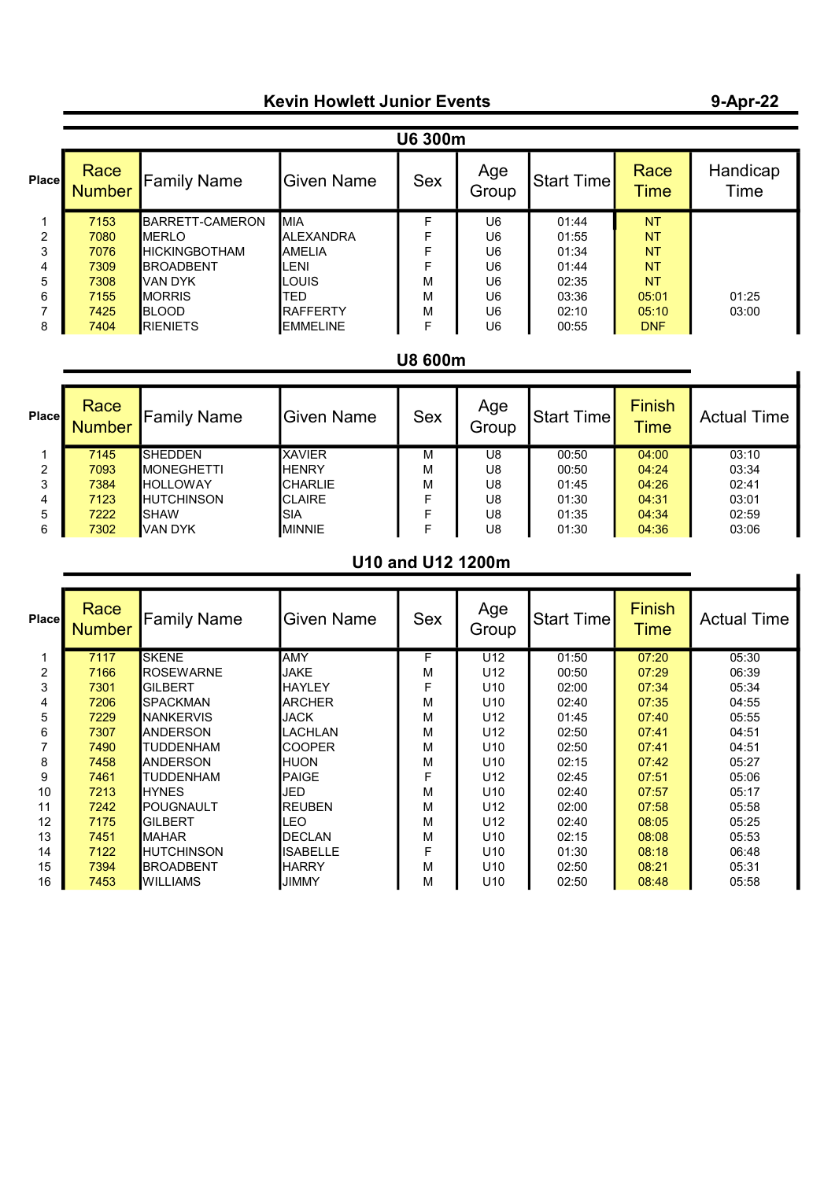# Kevin Howlett Junior Events

**9-Apr-22**

## U6 300m

| Place | Race Number | Family Name | Given Name | Sex | Age Group | Start Time | Race Time | Handicap Time |
|---|---|---|---|---|---|---|---|---|
| 1 | 7153 | BARRETT-CAMERON | MIA | F | U6 | 01:44 | NT | |
| 2 | 7080 | MERLO | ALEXANDRA | F | U6 | 01:55 | NT | |
| 3 | 7076 | HICKINGBOTHAM | AMELIA | F | U6 | 01:34 | NT | |
| 4 | 7309 | BROADBENT | LENI | F | U6 | 01:44 | NT | |
| 5 | 7308 | VAN DYK | LOUIS | M | U6 | 02:35 | NT | |
| 6 | 7155 | MORRIS | TED | M | U6 | 03:36 | 05:01 | 01:25 |
| 7 | 7425 | BLOOD | RAFFERTY | M | U6 | 02:10 | 05:10 | 03:00 |
| 8 | 7404 | RIENIETS | EMMELINE | F | U6 | 00:55 | DNF | |

## U8 600m

| Place | Race Number | Family Name | Given Name | Sex | Age Group | Start Time | Finish Time | Actual Time |
|---|---|---|---|---|---|---|---|---|
| 1 | 7145 | SHEDDEN | XAVIER | M | U8 | 00:50 | 04:00 | 03:10 |
| 2 | 7093 | MONEGHETTI | HENRY | M | U8 | 00:50 | 04:24 | 03:34 |
| 3 | 7384 | HOLLOWAY | CHARLIE | M | U8 | 01:45 | 04:26 | 02:41 |
| 4 | 7123 | HUTCHINSON | CLAIRE | F | U8 | 01:30 | 04:31 | 03:01 |
| 5 | 7222 | SHAW | SIA | F | U8 | 01:35 | 04:34 | 02:59 |
| 6 | 7302 | VAN DYK | MINNIE | F | U8 | 01:30 | 04:36 | 03:06 |

## U10 and U12 1200m

| Place | Race Number | Family Name | Given Name | Sex | Age Group | Start Time | Finish Time | Actual Time |
|---|---|---|---|---|---|---|---|---|
| 1 | 7117 | SKENE | AMY | F | U12 | 01:50 | 07:20 | 05:30 |
| 2 | 7166 | ROSEWARNE | JAKE | M | U12 | 00:50 | 07:29 | 06:39 |
| 3 | 7301 | GILBERT | HAYLEY | F | U10 | 02:00 | 07:34 | 05:34 |
| 4 | 7206 | SPACKMAN | ARCHER | M | U10 | 02:40 | 07:35 | 04:55 |
| 5 | 7229 | NANKERVIS | JACK | M | U12 | 01:45 | 07:40 | 05:55 |
| 6 | 7307 | ANDERSON | LACHLAN | M | U12 | 02:50 | 07:41 | 04:51 |
| 7 | 7490 | TUDDENHAM | COOPER | M | U10 | 02:50 | 07:41 | 04:51 |
| 8 | 7458 | ANDERSON | HUON | M | U10 | 02:15 | 07:42 | 05:27 |
| 9 | 7461 | TUDDENHAM | PAIGE | F | U12 | 02:45 | 07:51 | 05:06 |
| 10 | 7213 | HYNES | JED | M | U10 | 02:40 | 07:57 | 05:17 |
| 11 | 7242 | POUGNAULT | REUBEN | M | U12 | 02:00 | 07:58 | 05:58 |
| 12 | 7175 | GILBERT | LEO | M | U12 | 02:40 | 08:05 | 05:25 |
| 13 | 7451 | MAHAR | DECLAN | M | U10 | 02:15 | 08:08 | 05:53 |
| 14 | 7122 | HUTCHINSON | ISABELLE | F | U10 | 01:30 | 08:18 | 06:48 |
| 15 | 7394 | BROADBENT | HARRY | M | U10 | 02:50 | 08:21 | 05:31 |
| 16 | 7453 | WILLIAMS | JIMMY | M | U10 | 02:50 | 08:48 | 05:58 |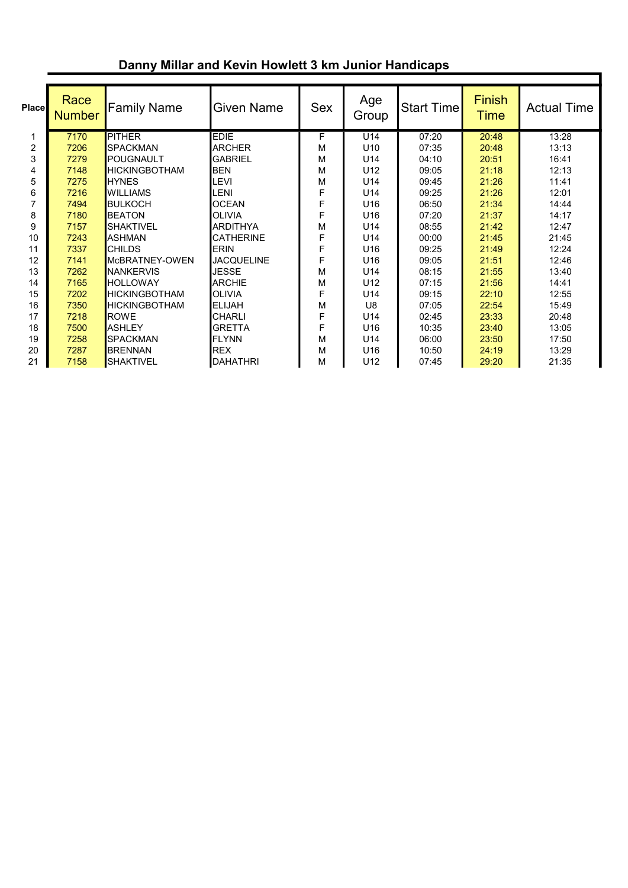## Danny Millar and Kevin Howlett 3 km Junior Handicaps

| Place | Race Number | Family Name | Given Name | Sex | Age Group | Start Time | Finish Time | Actual Time |
|---|---|---|---|---|---|---|---|---|
| 1 | 7170 | PITHER | EDIE | F | U14 | 07:20 | 20:48 | 13:28 |
| 2 | 7206 | SPACKMAN | ARCHER | M | U10 | 07:35 | 20:48 | 13:13 |
| 3 | 7279 | POUGNAULT | GABRIEL | M | U14 | 04:10 | 20:51 | 16:41 |
| 4 | 7148 | HICKINGBOTHAM | BEN | M | U12 | 09:05 | 21:18 | 12:13 |
| 5 | 7275 | HYNES | LEVI | M | U14 | 09:45 | 21:26 | 11:41 |
| 6 | 7216 | WILLIAMS | LENI | F | U14 | 09:25 | 21:26 | 12:01 |
| 7 | 7494 | BULKOCH | OCEAN | F | U16 | 06:50 | 21:34 | 14:44 |
| 8 | 7180 | BEATON | OLIVIA | F | U16 | 07:20 | 21:37 | 14:17 |
| 9 | 7157 | SHAKTIVEL | ARDITHYA | M | U14 | 08:55 | 21:42 | 12:47 |
| 10 | 7243 | ASHMAN | CATHERINE | F | U14 | 00:00 | 21:45 | 21:45 |
| 11 | 7337 | CHILDS | ERIN | F | U16 | 09:25 | 21:49 | 12:24 |
| 12 | 7141 | McBRATNEY-OWEN | JACQUELINE | F | U16 | 09:05 | 21:51 | 12:46 |
| 13 | 7262 | NANKERVIS | JESSE | M | U14 | 08:15 | 21:55 | 13:40 |
| 14 | 7165 | HOLLOWAY | ARCHIE | M | U12 | 07:15 | 21:56 | 14:41 |
| 15 | 7202 | HICKINGBOTHAM | OLIVIA | F | U14 | 09:15 | 22:10 | 12:55 |
| 16 | 7350 | HICKINGBOTHAM | ELIJAH | M | U8 | 07:05 | 22:54 | 15:49 |
| 17 | 7218 | ROWE | CHARLI | F | U14 | 02:45 | 23:33 | 20:48 |
| 18 | 7500 | ASHLEY | GRETTA | F | U16 | 10:35 | 23:40 | 13:05 |
| 19 | 7258 | SPACKMAN | FLYNN | M | U14 | 06:00 | 23:50 | 17:50 |
| 20 | 7287 | BRENNAN | REX | M | U16 | 10:50 | 24:19 | 13:29 |
| 21 | 7158 | SHAKTIVEL | DAHATHRI | M | U12 | 07:45 | 29:20 | 21:35 |